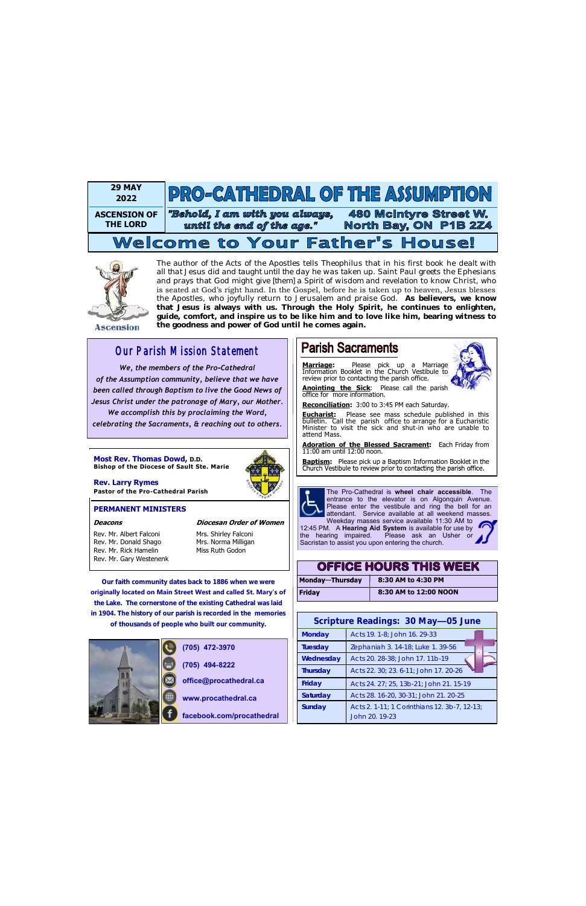**29 MAY 2022**

**ASCENSION OF THE LORD**

# PRO-CATHEDRAL OF THE ASSUMPTION

*"Behold, I am with you always, until the end of the age."*

480 McIntyre Street W.
North Bay, ON P1B 2Z4

## Welcome to Your Father's House!

Ascension

The author of the Acts of the Apostles tells Theophilus that in his first book he dealt with all that Jesus did and taught until the day he was taken up. Saint Paul greets the Ephesians and prays that God might give [them] a Spirit of wisdom and revelation to know Christ, who is seated at God's right hand. In the Gospel, before he is taken up to heaven, Jesus blesses the Apostles, who joyfully return to Jerusalem and praise God. **As believers, we know that Jesus is always with us. Through the Holy Spirit, he continues to enlighten, guide, comfort, and inspire us to be like him and to love like him, bearing witness to the goodness and power of God until he comes again.**

## Our Parish Mission Statement

*We, the members of the Pro-Cathedral of the Assumption community, believe that we have been called through Baptism to live the Good News of Jesus Christ under the patronage of Mary, our Mother. We accomplish this by proclaiming the Word, celebrating the Sacraments, & reaching out to others.*

**Most Rev. Thomas Dowd, D.D.**
**Bishop of the Diocese of Sault Ste. Marie**

**Rev. Larry Rymes**
**Pastor of the Pro-Cathedral Parish**

### PERMANENT MINISTERS

***Deacons***

Rev. Mr. Albert Falconi
Rev. Mr. Donald Shago
Rev. Mr. Rick Hamelin
Rev. Mr. Gary Westenenk

***Diocesan Order of Women***

Mrs. Shirley Falconi
Mrs. Norma Milligan
Miss Ruth Godon

**Our faith community dates back to 1886 when we were originally located on Main Street West and called St. Mary's of the Lake. The cornerstone of the existing Cathedral was laid in 1904. The history of our parish is recorded in the memories of thousands of people who built our community.**

(705) 472-3970
(705) 494-8222
office@procathedral.ca
www.procathedral.ca
facebook.com/procathedral

## Parish Sacraments

**Marriage:** Please pick up a Marriage Information Booklet in the Church Vestibule to review prior to contacting the parish office.

**Anointing the Sick**: Please call the parish office for more information.

**Reconciliation:** 3:00 to 3:45 PM each Saturday.

**Eucharist:** Please see mass schedule published in this bulletin. Call the parish office to arrange for a Eucharistic Minister to visit the sick and shut-in who are unable to attend Mass.

**Adoration of the Blessed Sacrament:** Each Friday from 11:00 am until 12:00 noon.

**Baptism:** Please pick up a Baptism Information Booklet in the Church Vestibule to review prior to contacting the parish office.

The Pro-Cathedral is **wheel chair accessible**. The entrance to the elevator is on Algonquin Avenue. Please enter the vestibule and ring the bell for an attendant. Service available at all weekend masses. Weekday masses service available 11:30 AM to 12:45 PM. A **Hearing Aid System** is available for use by the hearing impaired. Please ask an Usher or Sacristan to assist you upon entering the church.

## OFFICE HOURS THIS WEEK

| | |
|---|---|
| **Monday—Thursday** | **8:30 AM to 4:30 PM** |
| **Friday** | **8:30 AM to 12:00 NOON** |

## Scripture Readings: 30 May—05 June

| | |
|---|---|
| **Monday** | Acts 19. 1-8; John 16. 29-33 |
| **Tuesday** | Zephaniah 3. 14-18; Luke 1. 39-56 |
| **Wednesday** | Acts 20. 28-38; John 17. 11b-19 |
| **Thursday** | Acts 22. 30; 23. 6-11; John 17. 20-26 |
| **Friday** | Acts 24. 27; 25, 13b-21; John 21. 15-19 |
| **Saturday** | Acts 28. 16-20, 30-31; John 21. 20-25 |
| **Sunday** | Acts 2. 1-11; 1 Corinthians 12. 3b-7, 12-13; John 20. 19-23 |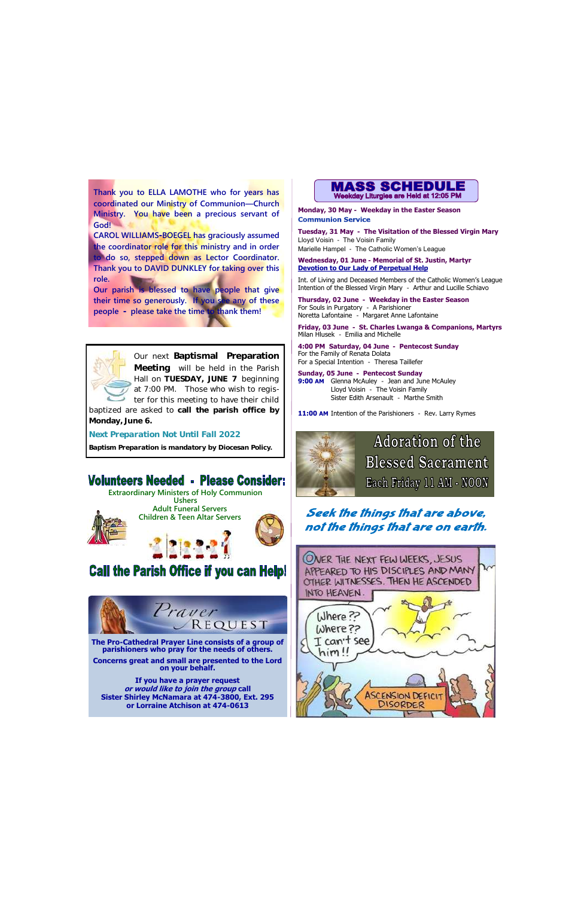Thank you to ELLA LAMOTHE who for years has coordinated our Ministry of Communion—Church Ministry. You have been a precious servant of God!

CAROL WILLIAMS-BOEGEL has graciously assumed the coordinator role for this ministry and in order to do so, stepped down as Lector Coordinator. Thank you to DAVID DUNKLEY for taking over this role.

Our parish is blessed to have people that give their time so generously. If you see any of these people - please take the time to thank them!

Our next **Baptismal Preparation Meeting** will be held in the Parish Hall on **TUESDAY, JUNE 7** beginning at 7:00 PM. Those who wish to register for this meeting to have their child baptized are asked to **call the parish office by Monday, June 6.**

**Next Preparation Not Until Fall 2022**

**Baptism Preparation is mandatory by Diocesan Policy.**

## Volunteers Needed - Please Consider:

Extraordinary Ministers of Holy Communion
Ushers
Adult Funeral Servers
Children & Teen Altar Servers

## Call the Parish Office if you can Help!

## Prayer Request

**The Pro-Cathedral Prayer Line consists of a group of parishioners who pray for the needs of others.**

**Concerns great and small are presented to the Lord on your behalf.**

**If you have a prayer request *or would like to join the group* call Sister Shirley McNamara at 474-3800, Ext. 295 or Lorraine Atchison at 474-0613**

# MASS SCHEDULE

**Weekday Liturgies are Held at 12:05 PM**

**Monday, 30 May - Weekday in the Easter Season**
**Communion Service**

**Tuesday, 31 May - The Visitation of the Blessed Virgin Mary**
Lloyd Voisin - The Voisin Family
Marielle Hampel - The Catholic Women's League

**Wednesday, 01 June - Memorial of St. Justin, Martyr**
**Devotion to Our Lady of Perpetual Help**

Int. of Living and Deceased Members of the Catholic Women's League
Intention of the Blessed Virgin Mary - Arthur and Lucille Schiavo

**Thursday, 02 June - Weekday in the Easter Season**
For Souls in Purgatory - A Parishioner
Noretta Lafontaine - Margaret Anne Lafontaine

**Friday, 03 June - St. Charles Lwanga & Companions, Martyrs**
Milan Hlusek - Emilia and Michelle

**4:00 PM Saturday, 04 June - Pentecost Sunday**
For the Family of Renata Dolata
For a Special Intention - Theresa Taillefer

**Sunday, 05 June - Pentecost Sunday**
**9:00 AM** Glenna McAuley - Jean and June McAuley
Lloyd Voisin - The Voisin Family
Sister Edith Arsenault - Marthe Smith

**11:00 AM** Intention of the Parishioners - Rev. Larry Rymes

## Adoration of the Blessed Sacrament

Each Friday 11 AM - NOON

***Seek the things that are above, not the things that are on earth.***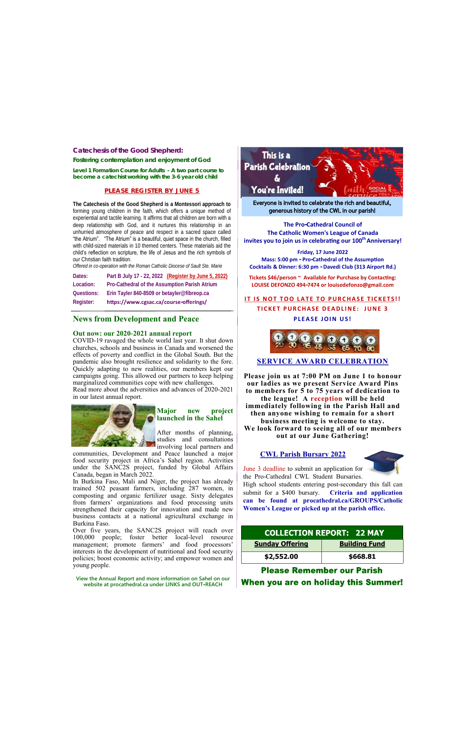## Catechesis of the Good Shepherd:

**Fostering contemplation and enjoyment of God**

**Level 1 Formation Course for Adults - A two part course to become a catechist working with the 3-6 year old child**

**PLEASE REGISTER BY JUNE 5**

**The Catechesis of the Good Shepherd is a Montessori approach to** forming young children in the faith, which offers a unique method of experiential and tactile learning. It affirms that all children are born with a deep relationship with God, and it nurtures this relationship in an unhurried atmosphere of peace and respect in a sacred space called "the Atrium". "The Atrium" is a beautiful, quiet space in the church, filled with child-sized materials in 10 themed centers. These materials aid the child's reflection on scripture, the life of Jesus and the rich symbols of our Christian faith tradition.

*Offered in co-operation with the Roman Catholic Diocese of Sault Ste. Marie*

| | |
|---|---|
| Dates: | Part B July 17 - 22, 2022 (Register by June 5, 2022) |
| Location: | Pro-Cathedral of the Assumption Parish Atrium |
| Questions: | Erin Tayler 840-8509 or betayler@fibreop.ca |
| Register: | https://www.cgsac.ca/course-offerings/ |

## News from Development and Peace

### Out now: our 2020-2021 annual report

COVID-19 ravaged the whole world last year. It shut down churches, schools and business in Canada and worsened the effects of poverty and conflict in the Global South. But the pandemic also brought resilience and solidarity to the fore. Quickly adapting to new realities, our members kept our campaigns going. This allowed our partners to keep helping marginalized communities cope with new challenges.

Read more about the adversities and advances of 2020-2021 in our latest annual report.

### Major new project launched in the Sahel

After months of planning, studies and consultations involving local partners and communities, Development and Peace launched a major food security project in Africa's Sahel region. Activities under the SANC2S project, funded by Global Affairs Canada, began in March 2022.

In Burkina Faso, Mali and Niger, the project has already trained 502 peasant farmers, including 287 women, in composting and organic fertilizer usage. Sixty delegates from farmers' organizations and food processing units strengthened their capacity for innovation and made new business contacts at a national agricultural exchange in Burkina Faso.

Over five years, the SANC2S project will reach over 100,000 people; foster better local-level resource management; promote farmers' and food processors' interests in the development of nutritional and food security policies; boost economic activity; and empower women and young people.

View the Annual Report and more information on Sahel on our website at procathedral.ca under LINKS and OUT-REACH

## This is a Parish Celebration & You're Invited!

**Everyone is invited to celebrate the rich and beautiful, generous history of the CWL in our parish!**

**The Pro-Cathedral Council of The Catholic Women's League of Canada invites you to join us in celebrating our 100th Anniversary!**

**Friday, 17 June 2022**
**Mass: 5:00 pm - Pro-Cathedral of the Assumption**
**Cocktails & Dinner: 6:30 pm - Davedi Club (313 Airport Rd.)**

**Tickets $46/person ~ Available for Purchase by Contacting: LOUISE DEFONZO 494-7474 or louisedefonzo@gmail.com**

**IT IS NOT TOO LATE TO PURCHASE TICKETS!!**

**TICKET PURCHASE DEADLINE: JUNE 3**

**PLEASE JOIN US!**

## SERVICE AWARD CELEBRATION

**Please join us at 7:00 PM on June 1 to honour our ladies as we present Service Award Pins to members for 5 to 75 years of dedication to the league! A reception will be held immediately following in the Parish Hall and then anyone wishing to remain for a short business meeting is welcome to stay. We look forward to seeing all of our members out at our June Gathering!**

## CWL Parish Bursary 2022

June 3 deadline to submit an application for the Pro-Cathedral CWL Student Bursaries. High school students entering post-secondary this fall can submit for a $400 bursary. **Criteria and application can be found at procathedral.ca/GROUPS/Catholic Women's League or picked up at the parish office.**

| COLLECTION REPORT: 22 MAY | |
|---|---|
| **Sunday Offering** | **Building Fund** |
| **$2,552.00** | **$668.81** |

**Please Remember our Parish When you are on holiday this Summer!**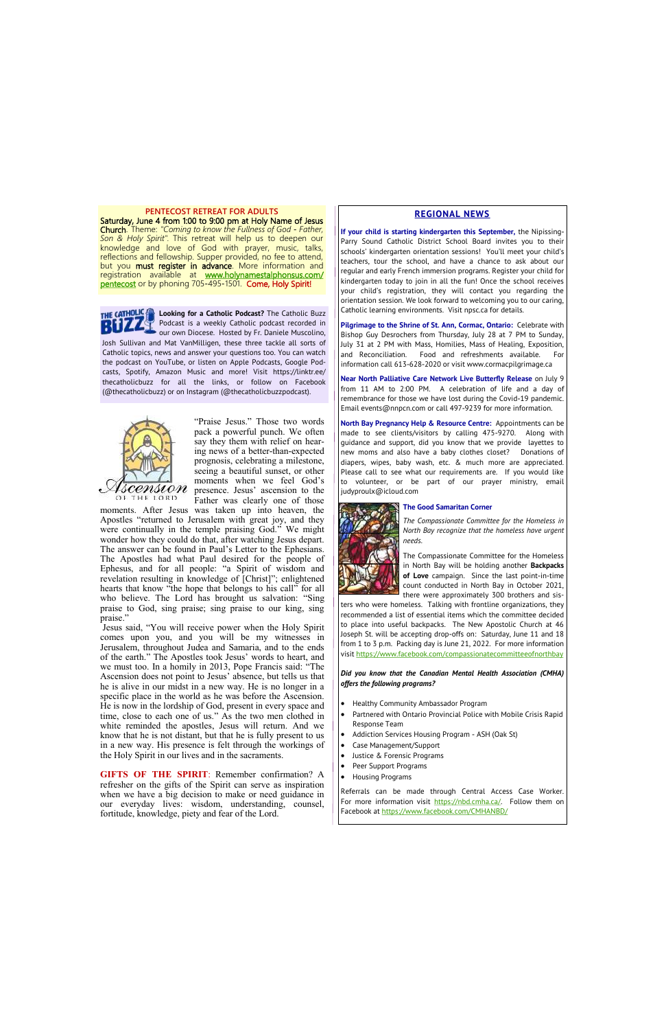## PENTECOST RETREAT FOR ADULTS

**Saturday, June 4 from 1:00 to 9:00 pm at Holy Name of Jesus Church.** Theme: *"Coming to know the Fullness of God - Father, Son & Holy Spirit".* This retreat will help us to deepen our knowledge and love of God with prayer, music, talks, reflections and fellowship. Supper provided, no fee to attend, but you **must register in advance**. More information and registration available at www.holynamestalphonsus.com/pentecost or by phoning 705-495-1501. **Come, Holy Spirit!**

**Looking for a Catholic Podcast?** The Catholic Buzz Podcast is a weekly Catholic podcast recorded in our own Diocese. Hosted by Fr. Daniele Muscolino, Josh Sullivan and Mat VanMilligen, these three tackle all sorts of Catholic topics, news and answer your questions too. You can watch the podcast on YouTube, or listen on Apple Podcasts, Google Podcasts, Spotify, Amazon Music and more! Visit https://linktr.ee/thecatholicbuzz for all the links, or follow on Facebook (@thecatholicbuzz) or on Instagram (@thecatholicbuzzpodcast).

“Praise Jesus.” Those two words pack a powerful punch. We often say they them with relief on hearing news of a better-than-expected prognosis, celebrating a milestone, seeing a beautiful sunset, or other moments when we feel God’s presence. Jesus’ ascension to the Father was clearly one of those moments. After Jesus was taken up into heaven, the Apostles “returned to Jerusalem with great joy, and they were continually in the temple praising God.” We might wonder how they could do that, after watching Jesus depart. The answer can be found in Paul’s Letter to the Ephesians. The Apostles had what Paul desired for the people of Ephesus, and for all people: “a Spirit of wisdom and revelation resulting in knowledge of [Christ]”; enlightened hearts that know “the hope that belongs to his call” for all who believe. The Lord has brought us salvation: “Sing praise to God, sing praise; sing praise to our king, sing praise.”

Jesus said, “You will receive power when the Holy Spirit comes upon you, and you will be my witnesses in Jerusalem, throughout Judea and Samaria, and to the ends of the earth.” The Apostles took Jesus’ words to heart, and we must too. In a homily in 2013, Pope Francis said: “The Ascension does not point to Jesus’ absence, but tells us that he is alive in our midst in a new way. He is no longer in a specific place in the world as he was before the Ascension. He is now in the lordship of God, present in every space and time, close to each one of us.” As the two men clothed in white reminded the apostles, Jesus will return. And we know that he is not distant, but that he is fully present to us in a new way. His presence is felt through the workings of the Holy Spirit in our lives and in the sacraments.

**GIFTS OF THE SPIRIT**: Remember confirmation? A refresher on the gifts of the Spirit can serve as inspiration when we have a big decision to make or need guidance in our everyday lives: wisdom, understanding, counsel, fortitude, knowledge, piety and fear of the Lord.

## REGIONAL NEWS

**If your child is starting kindergarten this September,** the Nipissing-Parry Sound Catholic District School Board invites you to their schools’ kindergarten orientation sessions! You’ll meet your child’s teachers, tour the school, and have a chance to ask about our regular and early French immersion programs. Register your child for kindergarten today to join in all the fun! Once the school receives your child’s registration, they will contact you regarding the orientation session. We look forward to welcoming you to our caring, Catholic learning environments. Visit npsc.ca for details.

**Pilgrimage to the Shrine of St. Ann, Cormac, Ontario:** Celebrate with Bishop Guy Desrochers from Thursday, July 28 at 7 PM to Sunday, July 31 at 2 PM with Mass, Homilies, Mass of Healing, Exposition, and Reconciliation. Food and refreshments available. For information call 613-628-2020 or visit www.cormacpilgrimage.ca

**Near North Palliative Care Network Live Butterfly Release** on July 9 from 11 AM to 2:00 PM. A celebration of life and a day of remembrance for those we have lost during the Covid-19 pandemic. Email events@nnpcn.com or call 497-9239 for more information.

**North Bay Pregnancy Help & Resource Centre:** Appointments can be made to see clients/visitors by calling 475-9270. Along with guidance and support, did you know that we provide layettes to new moms and also have a baby clothes closet? Donations of diapers, wipes, baby wash, etc. & much more are appreciated. Please call to see what our requirements are. If you would like to volunteer, or be part of our prayer ministry, email judyproulx@icloud.com

### The Good Samaritan Corner

*The Compassionate Committee for the Homeless in North Bay recognize that the homeless have urgent needs.*

The Compassionate Committee for the Homeless in North Bay will be holding another **Backpacks of Love** campaign. Since the last point-in-time count conducted in North Bay in October 2021, there were approximately 300 brothers and sisters who were homeless. Talking with frontline organizations, they recommended a list of essential items which the committee decided to place into useful backpacks. The New Apostolic Church at 46 Joseph St. will be accepting drop-offs on: Saturday, June 11 and 18 from 1 to 3 p.m. Packing day is June 21, 2022. For more information visit https://www.facebook.com/compassionatecommitteeofnorthbay

***Did you know that the Canadian Mental Health Association (CMHA) offers the following programs?***

- Healthy Community Ambassador Program
- Partnered with Ontario Provincial Police with Mobile Crisis Rapid Response Team
- Addiction Services Housing Program - ASH (Oak St)
- Case Management/Support
- Justice & Forensic Programs
- Peer Support Programs
- Housing Programs

Referrals can be made through Central Access Case Worker. For more information visit https://nbd.cmha.ca/. Follow them on Facebook at https://www.facebook.com/CMHANBD/